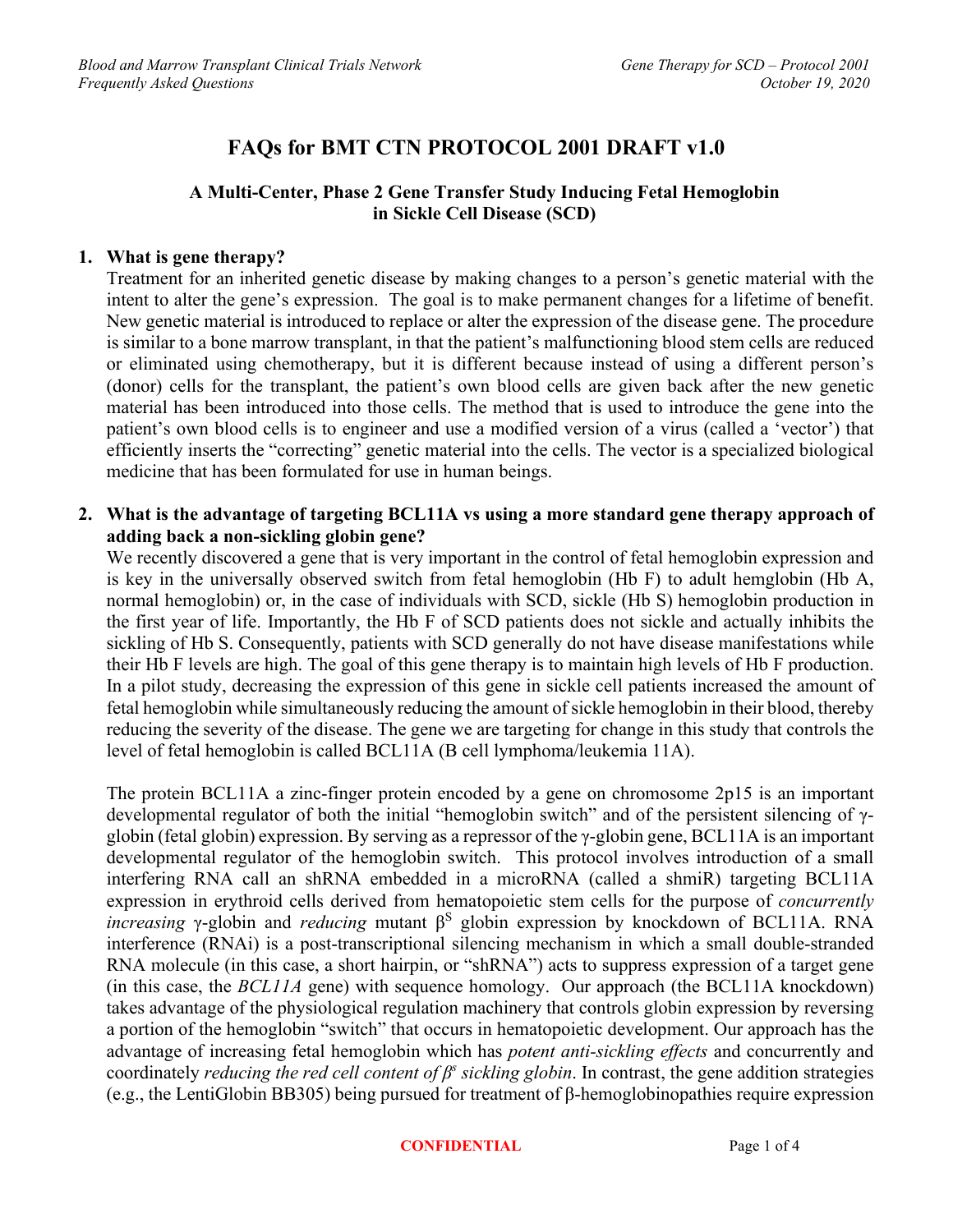# FAQs for BMT CTN PROTOCOL 2001 DRAFT v1.0

## A Multi-Center, Phase 2 Gene Transfer Study Inducing Fetal Hemoglobin in Sickle Cell Disease (SCD)

**1. What is gene therapy?**

Treatment for an inherited genetic disease by making changes to a person's genetic material with the intent to alter the gene's expression. The goal is to make permanent changes for a lifetime of benefit. New genetic material is introduced to replace or alter the expression of the disease gene. The procedure is similar to a bone marrow transplant, in that the patient's malfunctioning blood stem cells are reduced or eliminated using chemotherapy, but it is different because instead of using a different person's (donor) cells for the transplant, the patient's own blood cells are given back after the new genetic material has been introduced into those cells. The method that is used to introduce the gene into the patient's own blood cells is to engineer and use a modified version of a virus (called a 'vector') that efficiently inserts the "correcting" genetic material into the cells. The vector is a specialized biological medicine that has been formulated for use in human beings.

**2. What is the advantage of targeting BCL11A vs using a more standard gene therapy approach of adding back a non-sickling globin gene?**

We recently discovered a gene that is very important in the control of fetal hemoglobin expression and is key in the universally observed switch from fetal hemoglobin (Hb F) to adult hemglobin (Hb A, normal hemoglobin) or, in the case of individuals with SCD, sickle (Hb S) hemoglobin production in the first year of life. Importantly, the Hb F of SCD patients does not sickle and actually inhibits the sickling of Hb S. Consequently, patients with SCD generally do not have disease manifestations while their Hb F levels are high. The goal of this gene therapy is to maintain high levels of Hb F production. In a pilot study, decreasing the expression of this gene in sickle cell patients increased the amount of fetal hemoglobin while simultaneously reducing the amount of sickle hemoglobin in their blood, thereby reducing the severity of the disease. The gene we are targeting for change in this study that controls the level of fetal hemoglobin is called BCL11A (B cell lymphoma/leukemia 11A).

The protein BCL11A a zinc-finger protein encoded by a gene on chromosome 2p15 is an important developmental regulator of both the initial "hemoglobin switch" and of the persistent silencing of γ-globin (fetal globin) expression. By serving as a repressor of the γ-globin gene, BCL11A is an important developmental regulator of the hemoglobin switch. This protocol involves introduction of a small interfering RNA call an shRNA embedded in a microRNA (called a shmiR) targeting BCL11A expression in erythroid cells derived from hematopoietic stem cells for the purpose of *concurrently increasing* γ-globin and *reducing* mutant $\beta^S$ globin expression by knockdown of BCL11A. RNA interference (RNAi) is a post-transcriptional silencing mechanism in which a small double-stranded RNA molecule (in this case, a short hairpin, or "shRNA") acts to suppress expression of a target gene (in this case, the *BCL11A* gene) with sequence homology. Our approach (the BCL11A knockdown) takes advantage of the physiological regulation machinery that controls globin expression by reversing a portion of the hemoglobin "switch" that occurs in hematopoietic development. Our approach has the advantage of increasing fetal hemoglobin which has *potent anti-sickling effects* and concurrently and coordinately *reducing the red cell content of $\beta^s$ sickling globin*. In contrast, the gene addition strategies (e.g., the LentiGlobin BB305) being pursued for treatment of β-hemoglobinopathies require expression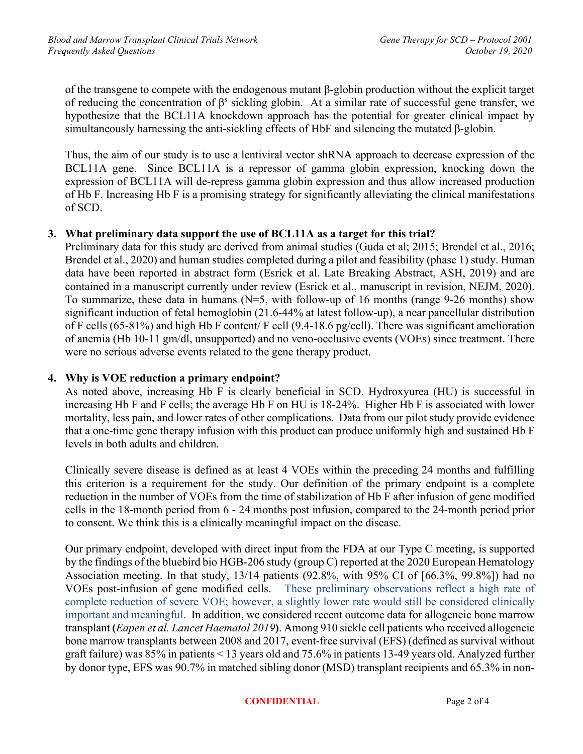of the transgene to compete with the endogenous mutant β-globin production without the explicit target of reducing the concentration of $\beta^s$ sickling globin. At a similar rate of successful gene transfer, we hypothesize that the BCL11A knockdown approach has the potential for greater clinical impact by simultaneously harnessing the anti-sickling effects of HbF and silencing the mutated β-globin.

Thus, the aim of our study is to use a lentiviral vector shRNA approach to decrease expression of the BCL11A gene. Since BCL11A is a repressor of gamma globin expression, knocking down the expression of BCL11A will de-repress gamma globin expression and thus allow increased production of Hb F. Increasing Hb F is a promising strategy for significantly alleviating the clinical manifestations of SCD.

3. **What preliminary data support the use of BCL11A as a target for this trial?**

   Preliminary data for this study are derived from animal studies (Guda et al; 2015; Brendel et al., 2016; Brendel et al., 2020) and human studies completed during a pilot and feasibility (phase 1) study. Human data have been reported in abstract form (Esrick et al. Late Breaking Abstract, ASH, 2019) and are contained in a manuscript currently under review (Esrick et al., manuscript in revision, NEJM, 2020). To summarize, these data in humans (N=5, with follow-up of 16 months (range 9-26 months) show significant induction of fetal hemoglobin (21.6-44% at latest follow-up), a near pancellular distribution of F cells (65-81%) and high Hb F content/ F cell (9.4-18.6 pg/cell). There was significant amelioration of anemia (Hb 10-11 gm/dl, unsupported) and no veno-occlusive events (VOEs) since treatment. There were no serious adverse events related to the gene therapy product.

4. **Why is VOE reduction a primary endpoint?**

   As noted above, increasing Hb F is clearly beneficial in SCD. Hydroxyurea (HU) is successful in increasing Hb F and F cells; the average Hb F on HU is 18-24%. Higher Hb F is associated with lower mortality, less pain, and lower rates of other complications. Data from our pilot study provide evidence that a one-time gene therapy infusion with this product can produce uniformly high and sustained Hb F levels in both adults and children.

   Clinically severe disease is defined as at least 4 VOEs within the preceding 24 months and fulfilling this criterion is a requirement for the study. Our definition of the primary endpoint is a complete reduction in the number of VOEs from the time of stabilization of Hb F after infusion of gene modified cells in the 18-month period from 6 - 24 months post infusion, compared to the 24-month period prior to consent. We think this is a clinically meaningful impact on the disease.

   Our primary endpoint, developed with direct input from the FDA at our Type C meeting, is supported by the findings of the bluebird bio HGB-206 study (group C) reported at the 2020 European Hematology Association meeting. In that study, 13/14 patients (92.8%, with 95% CI of [66.3%, 99.8%]) had no VOEs post-infusion of gene modified cells. These preliminary observations reflect a high rate of complete reduction of severe VOE; however, a slightly lower rate would still be considered clinically important and meaningful. In addition, we considered recent outcome data for allogeneic bone marrow transplant **(***Eapen et al. Lancet Haematol 2019***)**. Among 910 sickle cell patients who received allogeneic bone marrow transplants between 2008 and 2017, event-free survival (EFS) (defined as survival without graft failure) was 85% in patients < 13 years old and 75.6% in patients 13-49 years old. Analyzed further by donor type, EFS was 90.7% in matched sibling donor (MSD) transplant recipients and 65.3% in non-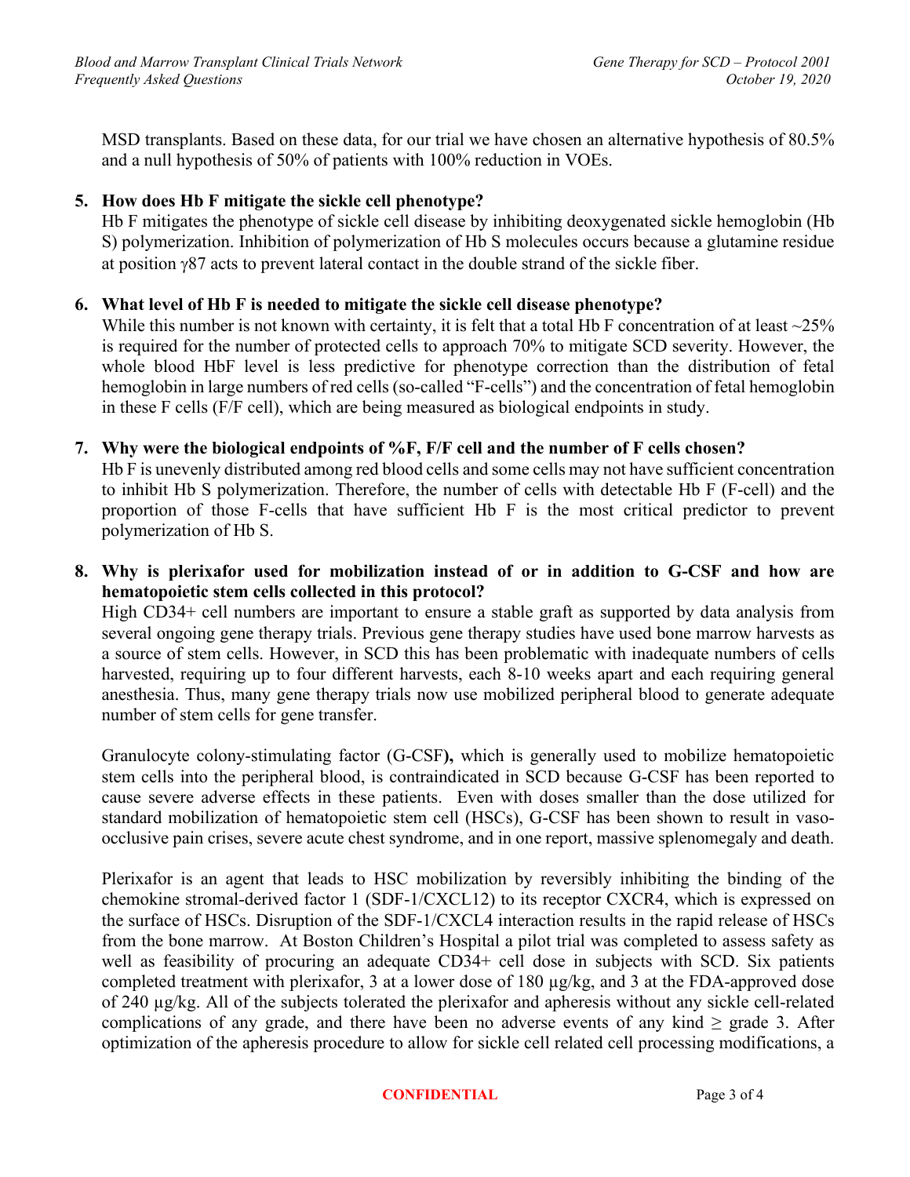MSD transplants. Based on these data, for our trial we have chosen an alternative hypothesis of 80.5% and a null hypothesis of 50% of patients with 100% reduction in VOEs.

**5. How does Hb F mitigate the sickle cell phenotype?**

Hb F mitigates the phenotype of sickle cell disease by inhibiting deoxygenated sickle hemoglobin (Hb S) polymerization. Inhibition of polymerization of Hb S molecules occurs because a glutamine residue at position γ87 acts to prevent lateral contact in the double strand of the sickle fiber.

**6. What level of Hb F is needed to mitigate the sickle cell disease phenotype?**

While this number is not known with certainty, it is felt that a total Hb F concentration of at least ~25% is required for the number of protected cells to approach 70% to mitigate SCD severity. However, the whole blood HbF level is less predictive for phenotype correction than the distribution of fetal hemoglobin in large numbers of red cells (so-called "F-cells") and the concentration of fetal hemoglobin in these F cells (F/F cell), which are being measured as biological endpoints in study.

**7. Why were the biological endpoints of %F, F/F cell and the number of F cells chosen?**

Hb F is unevenly distributed among red blood cells and some cells may not have sufficient concentration to inhibit Hb S polymerization. Therefore, the number of cells with detectable Hb F (F-cell) and the proportion of those F-cells that have sufficient Hb F is the most critical predictor to prevent polymerization of Hb S.

**8. Why is plerixafor used for mobilization instead of or in addition to G-CSF and how are hematopoietic stem cells collected in this protocol?**

High CD34+ cell numbers are important to ensure a stable graft as supported by data analysis from several ongoing gene therapy trials. Previous gene therapy studies have used bone marrow harvests as a source of stem cells. However, in SCD this has been problematic with inadequate numbers of cells harvested, requiring up to four different harvests, each 8-10 weeks apart and each requiring general anesthesia. Thus, many gene therapy trials now use mobilized peripheral blood to generate adequate number of stem cells for gene transfer.

Granulocyte colony-stimulating factor (G-CSF**),** which is generally used to mobilize hematopoietic stem cells into the peripheral blood, is contraindicated in SCD because G-CSF has been reported to cause severe adverse effects in these patients. Even with doses smaller than the dose utilized for standard mobilization of hematopoietic stem cell (HSCs), G-CSF has been shown to result in vaso-occlusive pain crises, severe acute chest syndrome, and in one report, massive splenomegaly and death.

Plerixafor is an agent that leads to HSC mobilization by reversibly inhibiting the binding of the chemokine stromal-derived factor 1 (SDF-1/CXCL12) to its receptor CXCR4, which is expressed on the surface of HSCs. Disruption of the SDF-1/CXCL4 interaction results in the rapid release of HSCs from the bone marrow. At Boston Children's Hospital a pilot trial was completed to assess safety as well as feasibility of procuring an adequate CD34+ cell dose in subjects with SCD. Six patients completed treatment with plerixafor, 3 at a lower dose of 180 µg/kg, and 3 at the FDA-approved dose of 240 µg/kg. All of the subjects tolerated the plerixafor and apheresis without any sickle cell-related complications of any grade, and there have been no adverse events of any kind ≥ grade 3. After optimization of the apheresis procedure to allow for sickle cell related cell processing modifications, a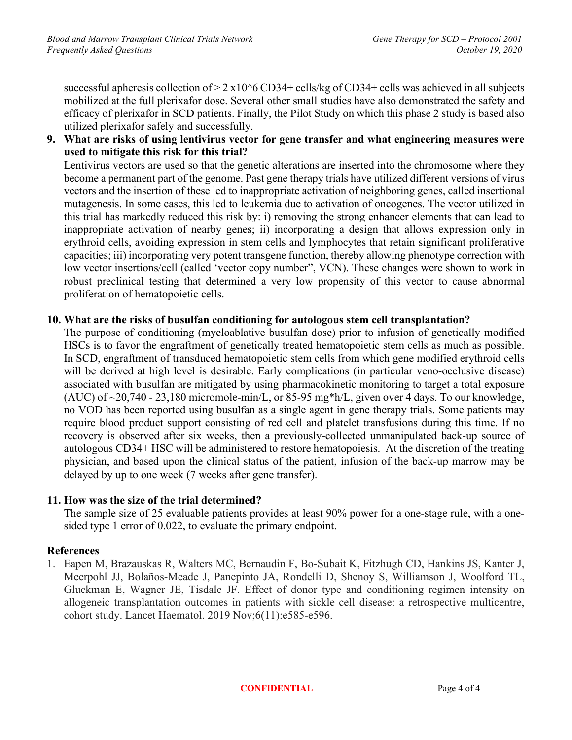successful apheresis collection of > 2 x10^6 CD34+ cells/kg of CD34+ cells was achieved in all subjects mobilized at the full plerixafor dose. Several other small studies have also demonstrated the safety and efficacy of plerixafor in SCD patients. Finally, the Pilot Study on which this phase 2 study is based also utilized plerixafor safely and successfully.

9. **What are risks of using lentivirus vector for gene transfer and what engineering measures were used to mitigate this risk for this trial?**

   Lentivirus vectors are used so that the genetic alterations are inserted into the chromosome where they become a permanent part of the genome. Past gene therapy trials have utilized different versions of virus vectors and the insertion of these led to inappropriate activation of neighboring genes, called insertional mutagenesis. In some cases, this led to leukemia due to activation of oncogenes. The vector utilized in this trial has markedly reduced this risk by: i) removing the strong enhancer elements that can lead to inappropriate activation of nearby genes; ii) incorporating a design that allows expression only in erythroid cells, avoiding expression in stem cells and lymphocytes that retain significant proliferative capacities; iii) incorporating very potent transgene function, thereby allowing phenotype correction with low vector insertions/cell (called 'vector copy number", VCN). These changes were shown to work in robust preclinical testing that determined a very low propensity of this vector to cause abnormal proliferation of hematopoietic cells.

10. **What are the risks of busulfan conditioning for autologous stem cell transplantation?**

    The purpose of conditioning (myeloablative busulfan dose) prior to infusion of genetically modified HSCs is to favor the engraftment of genetically treated hematopoietic stem cells as much as possible. In SCD, engraftment of transduced hematopoietic stem cells from which gene modified erythroid cells will be derived at high level is desirable. Early complications (in particular veno-occlusive disease) associated with busulfan are mitigated by using pharmacokinetic monitoring to target a total exposure (AUC) of ~20,740 - 23,180 micromole-min/L, or 85-95 mg*h/L, given over 4 days. To our knowledge, no VOD has been reported using busulfan as a single agent in gene therapy trials. Some patients may require blood product support consisting of red cell and platelet transfusions during this time. If no recovery is observed after six weeks, then a previously-collected unmanipulated back-up source of autologous CD34+ HSC will be administered to restore hematopoiesis. At the discretion of the treating physician, and based upon the clinical status of the patient, infusion of the back-up marrow may be delayed by up to one week (7 weeks after gene transfer).

11. **How was the size of the trial determined?**

    The sample size of 25 evaluable patients provides at least 90% power for a one-stage rule, with a one-sided type 1 error of 0.022, to evaluate the primary endpoint.

## References

1. Eapen M, Brazauskas R, Walters MC, Bernaudin F, Bo-Subait K, Fitzhugh CD, Hankins JS, Kanter J, Meerpohl JJ, Bolaños-Meade J, Panepinto JA, Rondelli D, Shenoy S, Williamson J, Woolford TL, Gluckman E, Wagner JE, Tisdale JF. Effect of donor type and conditioning regimen intensity on allogeneic transplantation outcomes in patients with sickle cell disease: a retrospective multicentre, cohort study. Lancet Haematol. 2019 Nov;6(11):e585-e596.

**CONFIDENTIAL**